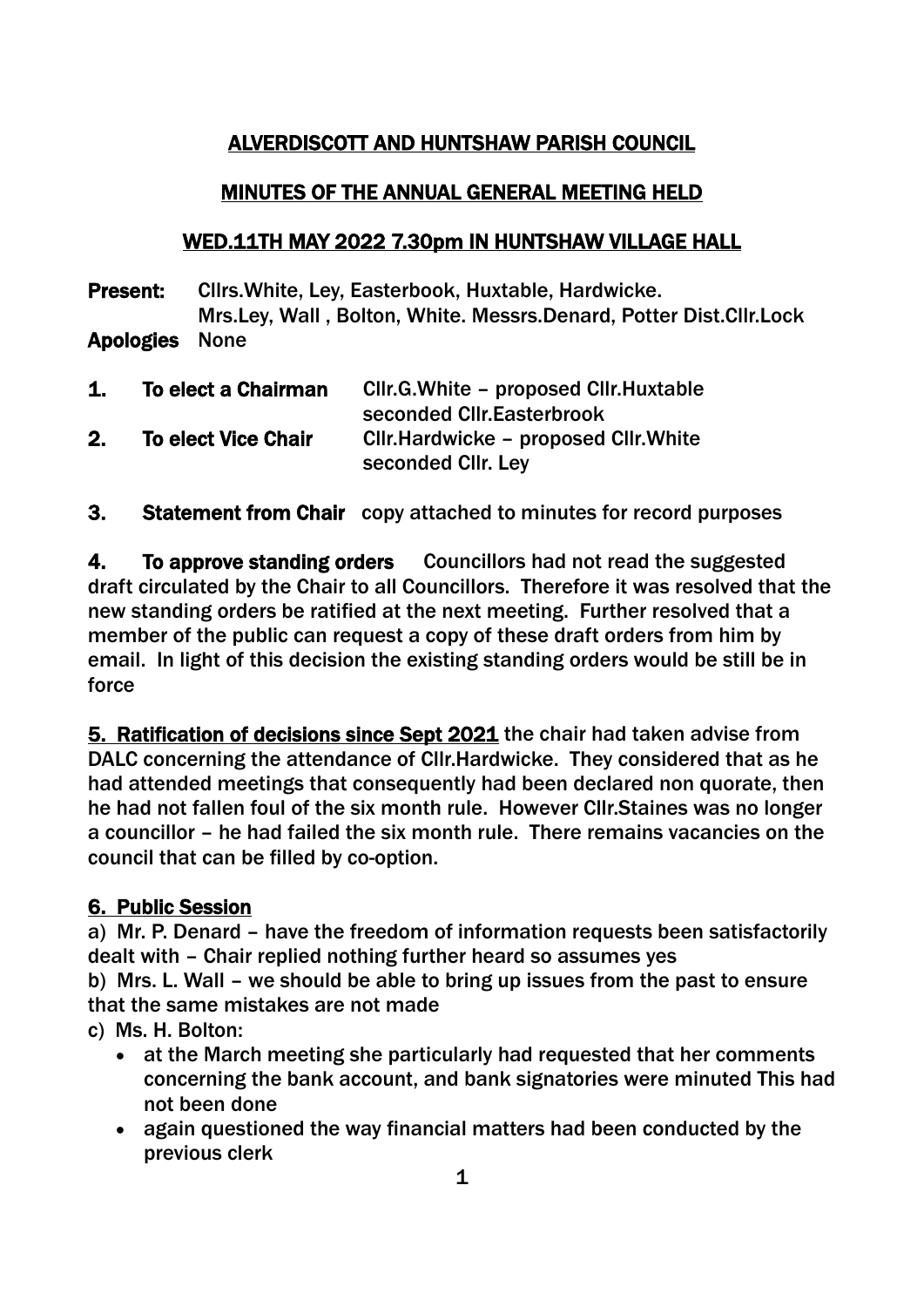# ALVERDISCOTT AND HUNTSHAW PARISH COUNCIL

## MINUTES OF THE ANNUAL GENERAL MEETING HELD

## WED.11TH MAY 2022 7.30pm IN HUNTSHAW VILLAGE HALL

**Present:** Cllrs.White, Ley, Easterbook, Huxtable, Hardwicke.
Mrs.Ley, Wall , Bolton, White. Messrs.Denard, Potter Dist.Cllr.Lock

**Apologies** None

**1. To elect a Chairman** Cllr.G.White – proposed Cllr.Huxtable seconded Cllr.Easterbrook

**2. To elect Vice Chair** Cllr.Hardwicke – proposed Cllr.White seconded Cllr. Ley

**3. Statement from Chair** copy attached to minutes for record purposes

**4. To approve standing orders** Councillors had not read the suggested draft circulated by the Chair to all Councillors. Therefore it was resolved that the new standing orders be ratified at the next meeting. Further resolved that a member of the public can request a copy of these draft orders from him by email. In light of this decision the existing standing orders would be still be in force

**5. Ratification of decisions since Sept 2021** the chair had taken advise from DALC concerning the attendance of Cllr.Hardwicke. They considered that as he had attended meetings that consequently had been declared non quorate, then he had not fallen foul of the six month rule. However Cllr.Staines was no longer a councillor – he had failed the six month rule. There remains vacancies on the council that can be filled by co-option.

**6. Public Session**

a) Mr. P. Denard – have the freedom of information requests been satisfactorily dealt with – Chair replied nothing further heard so assumes yes

b) Mrs. L. Wall – we should be able to bring up issues from the past to ensure that the same mistakes are not made

c) Ms. H. Bolton:

- at the March meeting she particularly had requested that her comments concerning the bank account, and bank signatories were minuted This had not been done
- again questioned the way financial matters had been conducted by the previous clerk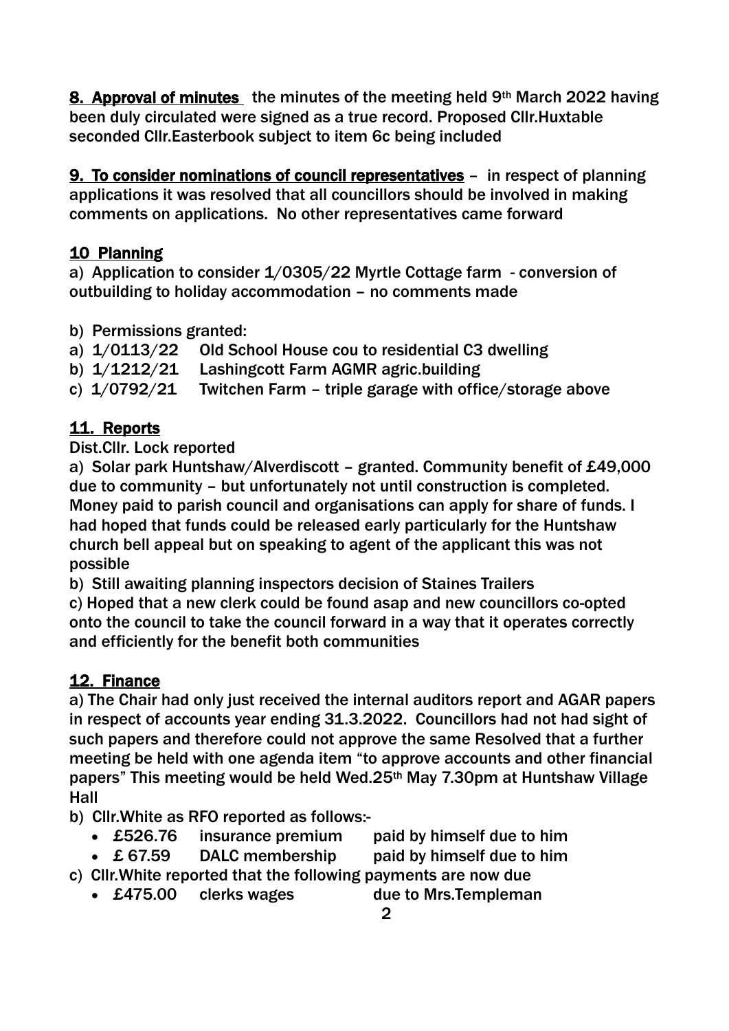**8. Approval of minutes** the minutes of the meeting held 9th March 2022 having been duly circulated were signed as a true record. Proposed Cllr.Huxtable seconded Cllr.Easterbook subject to item 6c being included

**9. To consider nominations of council representatives** – in respect of planning applications it was resolved that all councillors should be involved in making comments on applications. No other representatives came forward

**10 Planning**

a) Application to consider 1/0305/22 Myrtle Cottage farm - conversion of outbuilding to holiday accommodation – no comments made

b) Permissions granted:

a) 1/0113/22 Old School House cou to residential C3 dwelling
b) 1/1212/21 Lashingcott Farm AGMR agric.building
c) 1/0792/21 Twitchen Farm – triple garage with office/storage above

**11. Reports**

Dist.Cllr. Lock reported

a) Solar park Huntshaw/Alverdiscott – granted. Community benefit of £49,000 due to community – but unfortunately not until construction is completed. Money paid to parish council and organisations can apply for share of funds. I had hoped that funds could be released early particularly for the Huntshaw church bell appeal but on speaking to agent of the applicant this was not possible

b) Still awaiting planning inspectors decision of Staines Trailers

c) Hoped that a new clerk could be found asap and new councillors co-opted onto the council to take the council forward in a way that it operates correctly and efficiently for the benefit both communities

**12. Finance**

a) The Chair had only just received the internal auditors report and AGAR papers in respect of accounts year ending 31.3.2022. Councillors had not had sight of such papers and therefore could not approve the same Resolved that a further meeting be held with one agenda item "to approve accounts and other financial papers" This meeting would be held Wed.25th May 7.30pm at Huntshaw Village Hall

b) Cllr.White as RFO reported as follows:-

- £526.76 insurance premium paid by himself due to him
- £ 67.59 DALC membership paid by himself due to him

c) Cllr.White reported that the following payments are now due

- £475.00 clerks wages due to Mrs.Templeman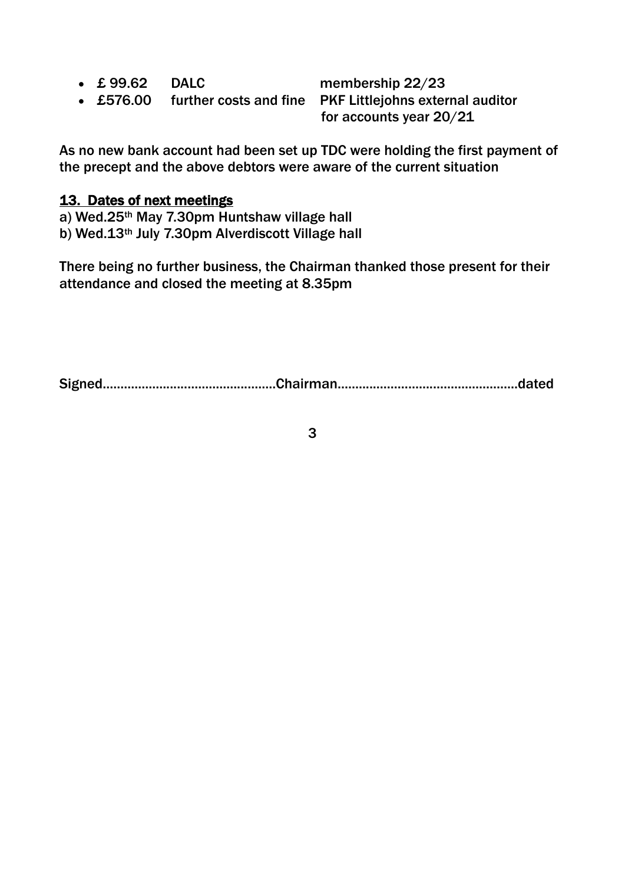- £ 99.62 DALC membership 22/23
- £576.00 further costs and fine PKF Littlejohns external auditor for accounts year 20/21

As no new bank account had been set up TDC were holding the first payment of the precept and the above debtors were aware of the current situation

## 13. Dates of next meetings

a) Wed.25th May 7.30pm Huntshaw village hall
b) Wed.13th July 7.30pm Alverdiscott Village hall

There being no further business, the Chairman thanked those present for their attendance and closed the meeting at 8.35pm

Signed…………………………………………Chairman……………………………………………dated